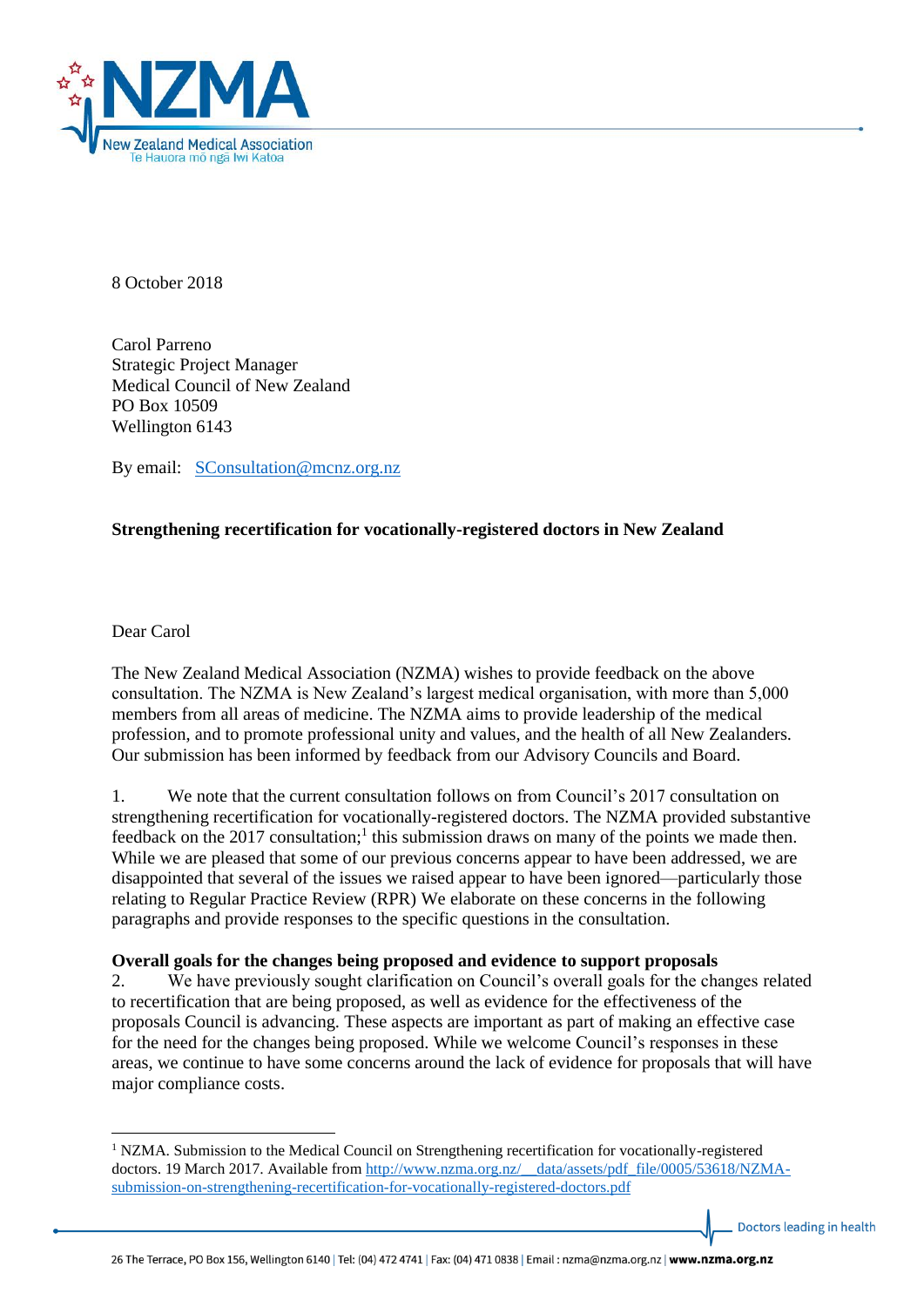8 October 2018

Carol Parreno
Strategic Project Manager
Medical Council of New Zealand
PO Box 10509
Wellington 6143

By email: SConsultation@mcnz.org.nz

**Strengthening recertification for vocationally-registered doctors in New Zealand**

Dear Carol

The New Zealand Medical Association (NZMA) wishes to provide feedback on the above consultation. The NZMA is New Zealand's largest medical organisation, with more than 5,000 members from all areas of medicine. The NZMA aims to provide leadership of the medical profession, and to promote professional unity and values, and the health of all New Zealanders. Our submission has been informed by feedback from our Advisory Councils and Board.

1. We note that the current consultation follows on from Council's 2017 consultation on strengthening recertification for vocationally-registered doctors. The NZMA provided substantive feedback on the 2017 consultation;[1] this submission draws on many of the points we made then. While we are pleased that some of our previous concerns appear to have been addressed, we are disappointed that several of the issues we raised appear to have been ignored—particularly those relating to Regular Practice Review (RPR) We elaborate on these concerns in the following paragraphs and provide responses to the specific questions in the consultation.

**Overall goals for the changes being proposed and evidence to support proposals**

2. We have previously sought clarification on Council's overall goals for the changes related to recertification that are being proposed, as well as evidence for the effectiveness of the proposals Council is advancing. These aspects are important as part of making an effective case for the need for the changes being proposed. While we welcome Council's responses in these areas, we continue to have some concerns around the lack of evidence for proposals that will have major compliance costs.

[1] NZMA. Submission to the Medical Council on Strengthening recertification for vocationally-registered doctors. 19 March 2017. Available from http://www.nzma.org.nz/__data/assets/pdf_file/0005/53618/NZMA-submission-on-strengthening-recertification-for-vocationally-registered-doctors.pdf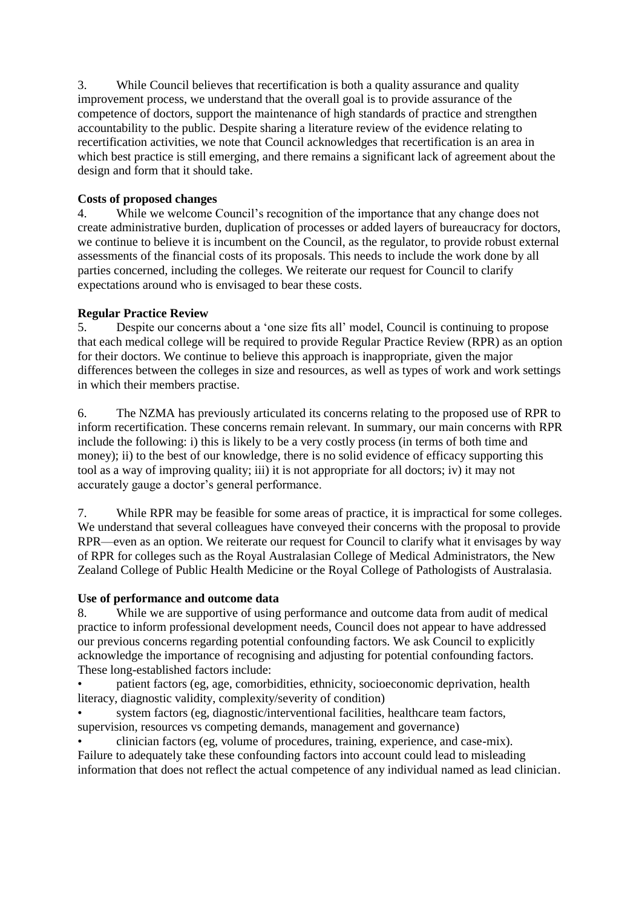3. While Council believes that recertification is both a quality assurance and quality improvement process, we understand that the overall goal is to provide assurance of the competence of doctors, support the maintenance of high standards of practice and strengthen accountability to the public. Despite sharing a literature review of the evidence relating to recertification activities, we note that Council acknowledges that recertification is an area in which best practice is still emerging, and there remains a significant lack of agreement about the design and form that it should take.

**Costs of proposed changes**

4. While we welcome Council's recognition of the importance that any change does not create administrative burden, duplication of processes or added layers of bureaucracy for doctors, we continue to believe it is incumbent on the Council, as the regulator, to provide robust external assessments of the financial costs of its proposals. This needs to include the work done by all parties concerned, including the colleges. We reiterate our request for Council to clarify expectations around who is envisaged to bear these costs.

**Regular Practice Review**

5. Despite our concerns about a 'one size fits all' model, Council is continuing to propose that each medical college will be required to provide Regular Practice Review (RPR) as an option for their doctors. We continue to believe this approach is inappropriate, given the major differences between the colleges in size and resources, as well as types of work and work settings in which their members practise.

6. The NZMA has previously articulated its concerns relating to the proposed use of RPR to inform recertification. These concerns remain relevant. In summary, our main concerns with RPR include the following: i) this is likely to be a very costly process (in terms of both time and money); ii) to the best of our knowledge, there is no solid evidence of efficacy supporting this tool as a way of improving quality; iii) it is not appropriate for all doctors; iv) it may not accurately gauge a doctor's general performance.

7. While RPR may be feasible for some areas of practice, it is impractical for some colleges. We understand that several colleagues have conveyed their concerns with the proposal to provide RPR—even as an option. We reiterate our request for Council to clarify what it envisages by way of RPR for colleges such as the Royal Australasian College of Medical Administrators, the New Zealand College of Public Health Medicine or the Royal College of Pathologists of Australasia.

**Use of performance and outcome data**

8. While we are supportive of using performance and outcome data from audit of medical practice to inform professional development needs, Council does not appear to have addressed our previous concerns regarding potential confounding factors. We ask Council to explicitly acknowledge the importance of recognising and adjusting for potential confounding factors. These long-established factors include:

- patient factors (eg, age, comorbidities, ethnicity, socioeconomic deprivation, health literacy, diagnostic validity, complexity/severity of condition)
- system factors (eg, diagnostic/interventional facilities, healthcare team factors, supervision, resources vs competing demands, management and governance)
- clinician factors (eg, volume of procedures, training, experience, and case-mix).

Failure to adequately take these confounding factors into account could lead to misleading information that does not reflect the actual competence of any individual named as lead clinician.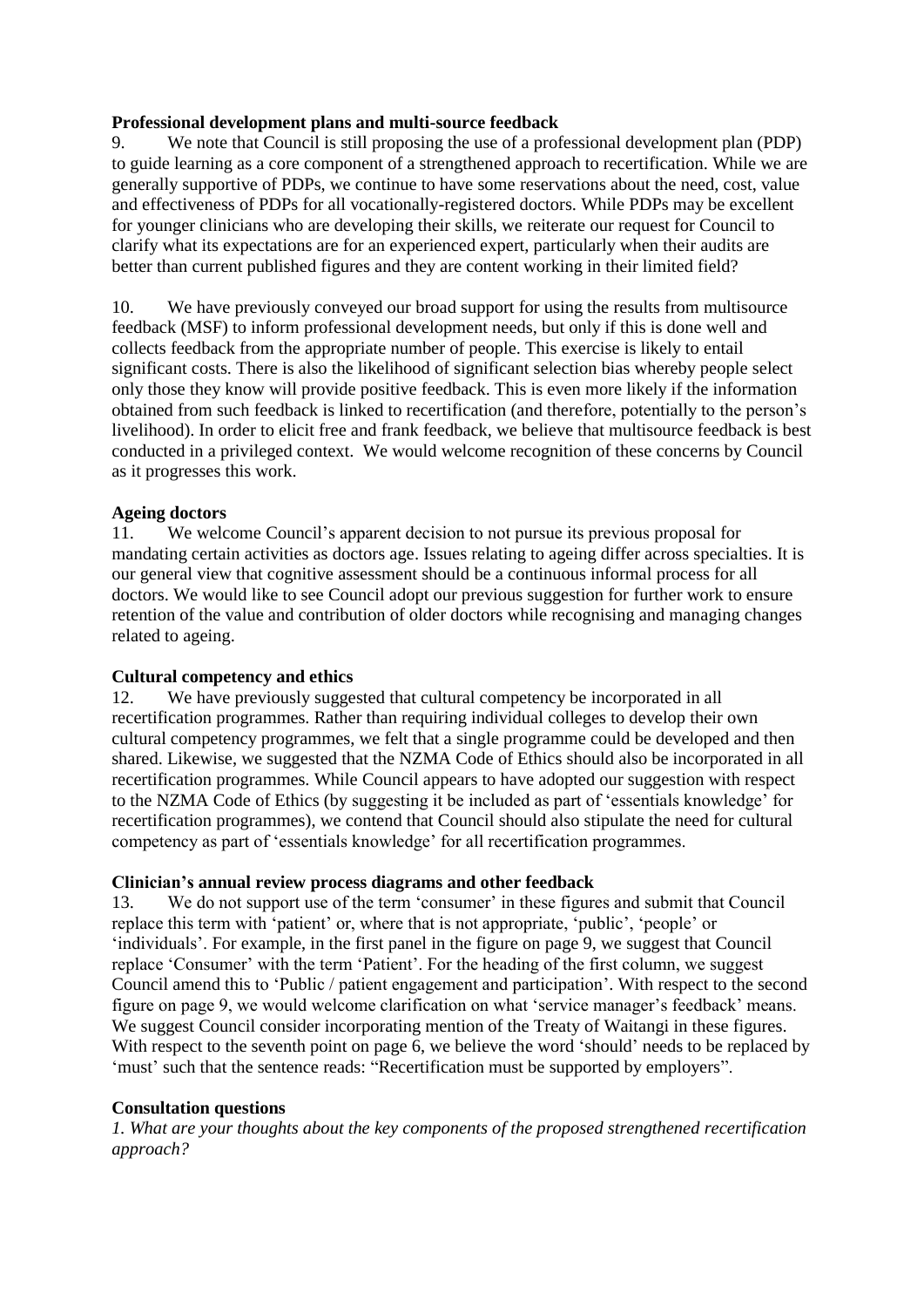**Professional development plans and multi-source feedback**

9. We note that Council is still proposing the use of a professional development plan (PDP) to guide learning as a core component of a strengthened approach to recertification. While we are generally supportive of PDPs, we continue to have some reservations about the need, cost, value and effectiveness of PDPs for all vocationally-registered doctors. While PDPs may be excellent for younger clinicians who are developing their skills, we reiterate our request for Council to clarify what its expectations are for an experienced expert, particularly when their audits are better than current published figures and they are content working in their limited field?

10. We have previously conveyed our broad support for using the results from multisource feedback (MSF) to inform professional development needs, but only if this is done well and collects feedback from the appropriate number of people. This exercise is likely to entail significant costs. There is also the likelihood of significant selection bias whereby people select only those they know will provide positive feedback. This is even more likely if the information obtained from such feedback is linked to recertification (and therefore, potentially to the person's livelihood). In order to elicit free and frank feedback, we believe that multisource feedback is best conducted in a privileged context. We would welcome recognition of these concerns by Council as it progresses this work.

**Ageing doctors**

11. We welcome Council's apparent decision to not pursue its previous proposal for mandating certain activities as doctors age. Issues relating to ageing differ across specialties. It is our general view that cognitive assessment should be a continuous informal process for all doctors. We would like to see Council adopt our previous suggestion for further work to ensure retention of the value and contribution of older doctors while recognising and managing changes related to ageing.

**Cultural competency and ethics**

12. We have previously suggested that cultural competency be incorporated in all recertification programmes. Rather than requiring individual colleges to develop their own cultural competency programmes, we felt that a single programme could be developed and then shared. Likewise, we suggested that the NZMA Code of Ethics should also be incorporated in all recertification programmes. While Council appears to have adopted our suggestion with respect to the NZMA Code of Ethics (by suggesting it be included as part of 'essentials knowledge' for recertification programmes), we contend that Council should also stipulate the need for cultural competency as part of 'essentials knowledge' for all recertification programmes.

**Clinician's annual review process diagrams and other feedback**

13. We do not support use of the term 'consumer' in these figures and submit that Council replace this term with 'patient' or, where that is not appropriate, 'public', 'people' or 'individuals'. For example, in the first panel in the figure on page 9, we suggest that Council replace 'Consumer' with the term 'Patient'. For the heading of the first column, we suggest Council amend this to 'Public / patient engagement and participation'. With respect to the second figure on page 9, we would welcome clarification on what 'service manager's feedback' means. We suggest Council consider incorporating mention of the Treaty of Waitangi in these figures. With respect to the seventh point on page 6, we believe the word 'should' needs to be replaced by 'must' such that the sentence reads: "Recertification must be supported by employers".

**Consultation questions**

*1. What are your thoughts about the key components of the proposed strengthened recertification approach?*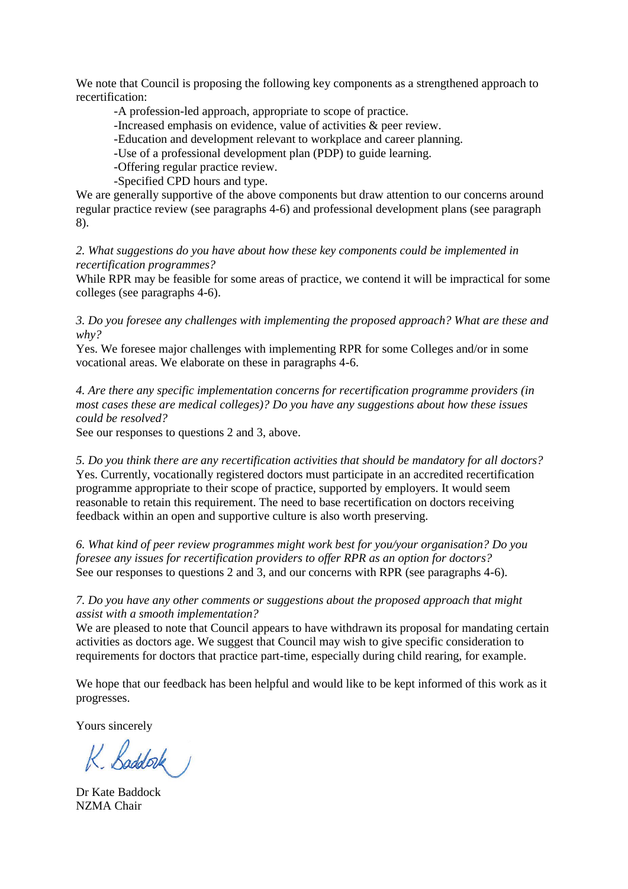We note that Council is proposing the following key components as a strengthened approach to recertification:

-A profession-led approach, appropriate to scope of practice.
-Increased emphasis on evidence, value of activities & peer review.
-Education and development relevant to workplace and career planning.
-Use of a professional development plan (PDP) to guide learning.
-Offering regular practice review.
-Specified CPD hours and type.

We are generally supportive of the above components but draw attention to our concerns around regular practice review (see paragraphs 4-6) and professional development plans (see paragraph 8).

*2. What suggestions do you have about how these key components could be implemented in recertification programmes?*
While RPR may be feasible for some areas of practice, we contend it will be impractical for some colleges (see paragraphs 4-6).

*3. Do you foresee any challenges with implementing the proposed approach? What are these and why?*
Yes. We foresee major challenges with implementing RPR for some Colleges and/or in some vocational areas. We elaborate on these in paragraphs 4-6.

*4. Are there any specific implementation concerns for recertification programme providers (in most cases these are medical colleges)? Do you have any suggestions about how these issues could be resolved?*
See our responses to questions 2 and 3, above.

*5. Do you think there are any recertification activities that should be mandatory for all doctors?*
Yes. Currently, vocationally registered doctors must participate in an accredited recertification programme appropriate to their scope of practice, supported by employers. It would seem reasonable to retain this requirement. The need to base recertification on doctors receiving feedback within an open and supportive culture is also worth preserving.

*6. What kind of peer review programmes might work best for you/your organisation? Do you foresee any issues for recertification providers to offer RPR as an option for doctors?*
See our responses to questions 2 and 3, and our concerns with RPR (see paragraphs 4-6).

*7. Do you have any other comments or suggestions about the proposed approach that might assist with a smooth implementation?*
We are pleased to note that Council appears to have withdrawn its proposal for mandating certain activities as doctors age. We suggest that Council may wish to give specific consideration to requirements for doctors that practice part-time, especially during child rearing, for example.

We hope that our feedback has been helpful and would like to be kept informed of this work as it progresses.

Yours sincerely

K. Baddock

Dr Kate Baddock
NZMA Chair